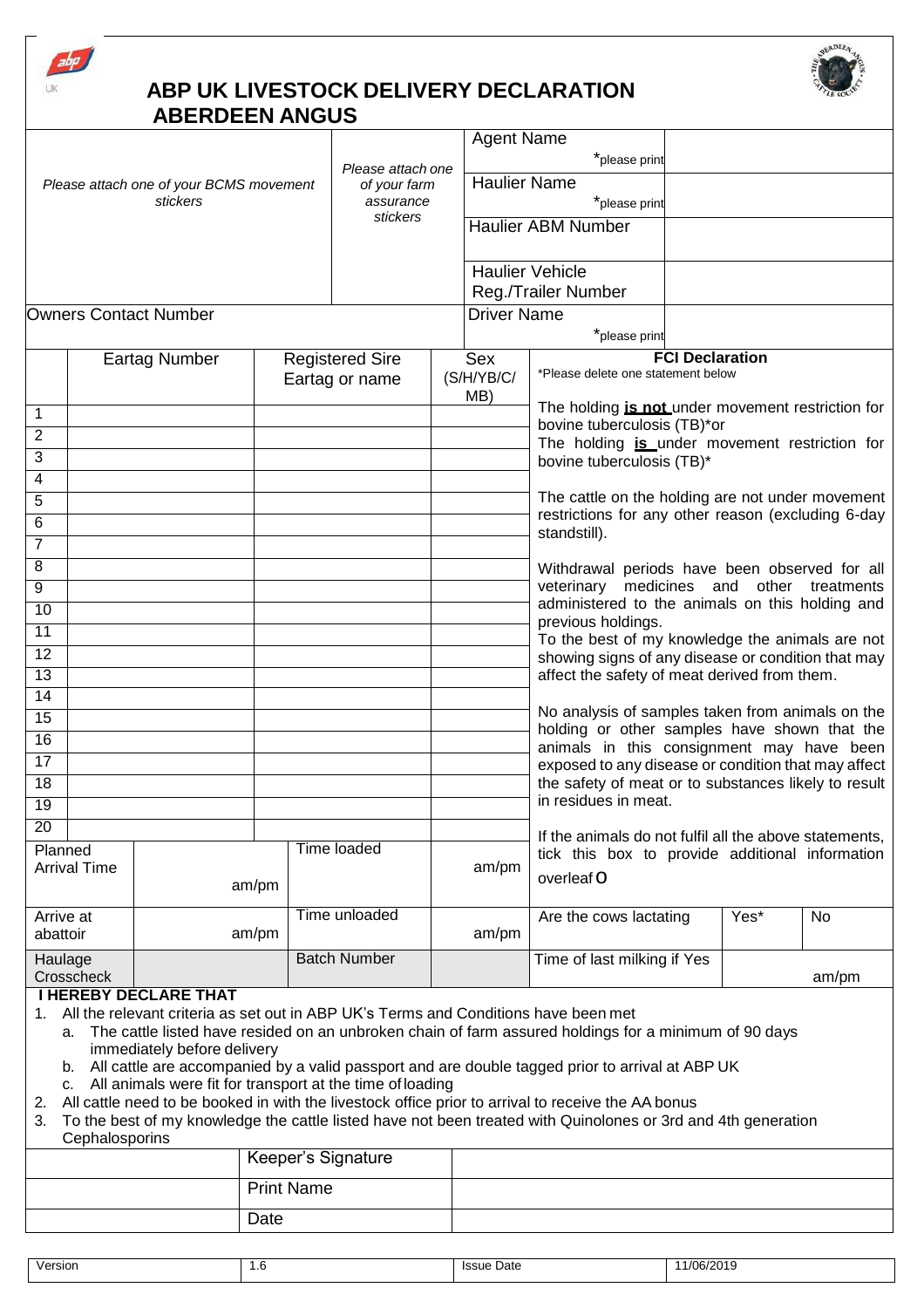# ABP UK LIVESTOCK DELIVERY DECLARATION
## ABERDEEN ANGUS

| *Please attach one of your BCMS movement stickers* | *Please attach one of your farm assurance stickers* | | |
|---|---|---|---|
| | | Agent Name *please print | |
| | | Haulier Name *please print | |
| | | Haulier ABM Number | |
| | | Haulier Vehicle Reg./Trailer Number | |
| Owners Contact Number | | Driver Name *please print | |

| | Eartag Number | Registered Sire Eartag or name | Sex (S/H/YB/C/MB) |
|---|---|---|---|
| 1 | | | |
| 2 | | | |
| 3 | | | |
| 4 | | | |
| 5 | | | |
| 6 | | | |
| 7 | | | |
| 8 | | | |
| 9 | | | |
| 10 | | | |
| 11 | | | |
| 12 | | | |
| 13 | | | |
| 14 | | | |
| 15 | | | |
| 16 | | | |
| 17 | | | |
| 18 | | | |
| 19 | | | |
| 20 | | | |

**FCI Declaration**

*Please delete one statement below

The holding **is not** under movement restriction for bovine tuberculosis (TB)*or
The holding **is** under movement restriction for bovine tuberculosis (TB)*

The cattle on the holding are not under movement restrictions for any other reason (excluding 6-day standstill).

Withdrawal periods have been observed for all veterinary medicines and other treatments administered to the animals on this holding and previous holdings.
To the best of my knowledge the animals are not showing signs of any disease or condition that may affect the safety of meat derived from them.

No analysis of samples taken from animals on the holding or other samples have shown that the animals in this consignment may have been exposed to any disease or condition that may affect the safety of meat or to substances likely to result in residues in meat.

If the animals do not fulfil all the above statements, tick this box to provide additional information overleaf O

| Planned Arrival Time | am/pm | Time loaded | am/pm |
|---|---|---|---|
| Arrive at abattoir | am/pm | Time unloaded | am/pm |
| Haulage Crosscheck | | Batch Number | |

| Are the cows lactating | Yes* | No |
|---|---|---|
| Time of last milking if Yes | am/pm | |

**I HEREBY DECLARE THAT**

1. All the relevant criteria as set out in ABP UK's Terms and Conditions have been met
   a. The cattle listed have resided on an unbroken chain of farm assured holdings for a minimum of 90 days immediately before delivery
   b. All cattle are accompanied by a valid passport and are double tagged prior to arrival at ABP UK
   c. All animals were fit for transport at the time of loading
2. All cattle need to be booked in with the livestock office prior to arrival to receive the AA bonus
3. To the best of my knowledge the cattle listed have not been treated with Quinolones or 3rd and 4th generation Cephalosporins

| | |
|---|---|
| Keeper's Signature | |
| Print Name | |
| Date | |

| Version | 1.6 | Issue Date | 11/06/2019 |
|---|---|---|---|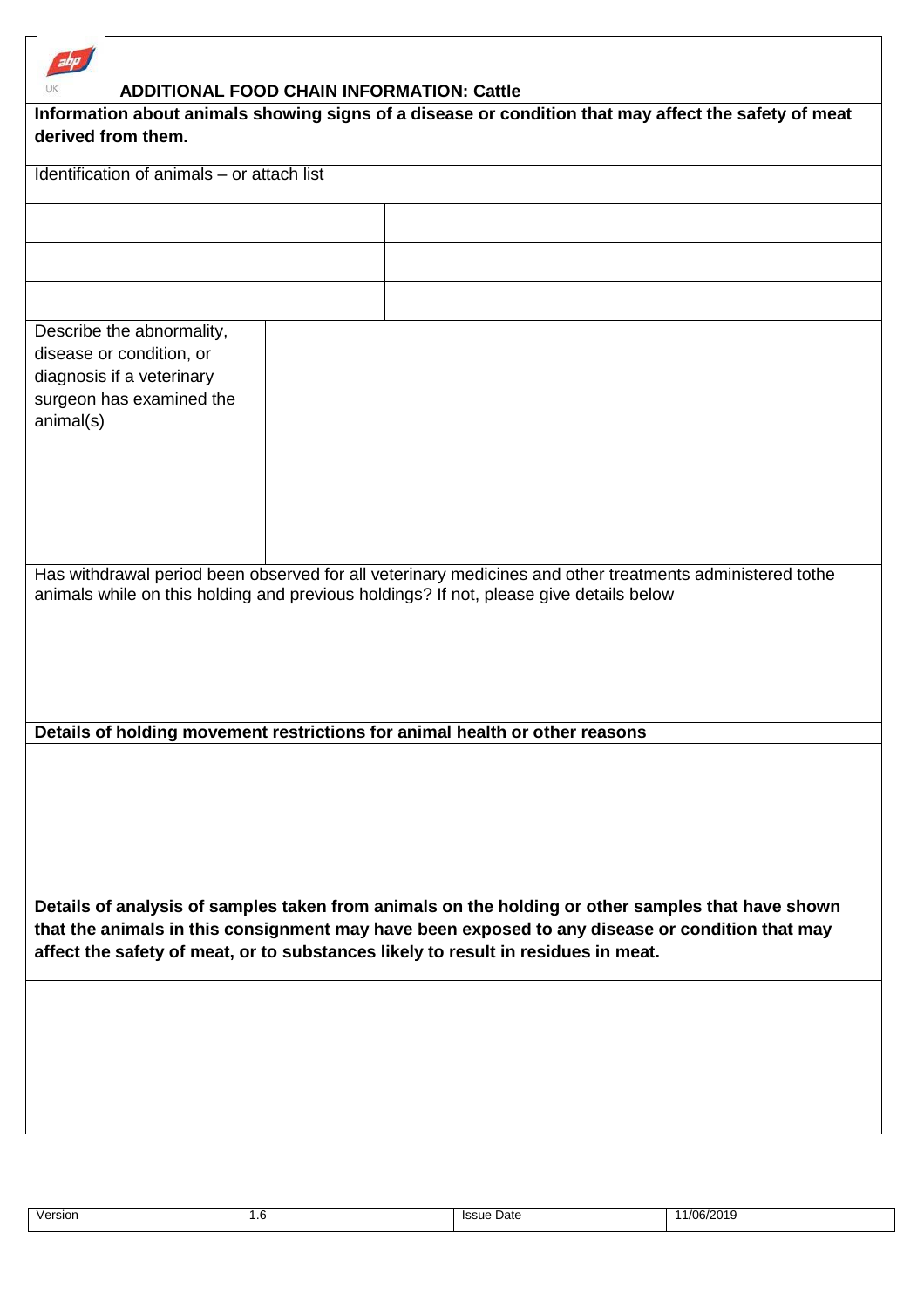## ADDITIONAL FOOD CHAIN INFORMATION: Cattle

**Information about animals showing signs of a disease or condition that may affect the safety of meat derived from them.**

Identification of animals – or attach list

| | |
|---|---|
| | |
| | |
| | |

| | |
|---|---|
| Describe the abnormality, disease or condition, or diagnosis if a veterinary surgeon has examined the animal(s) | |

Has withdrawal period been observed for all veterinary medicines and other treatments administered tothe animals while on this holding and previous holdings? If not, please give details below

**Details of holding movement restrictions for animal health or other reasons**

**Details of analysis of samples taken from animals on the holding or other samples that have shown that the animals in this consignment may have been exposed to any disease or condition that may affect the safety of meat, or to substances likely to result in residues in meat.**

| | | | |
|---|---|---|---|
| Version | 1.6 | Issue Date | 11/06/2019 |